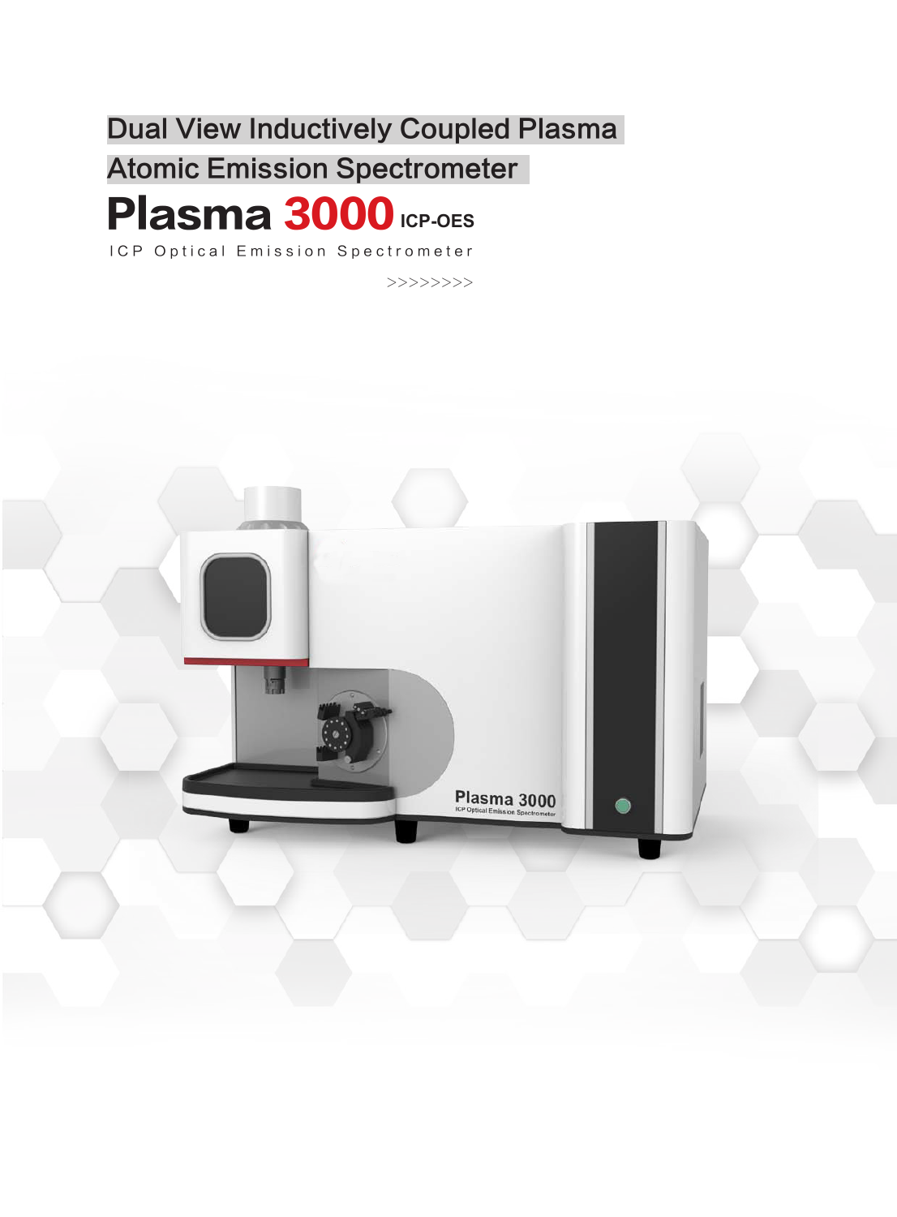## Dual View Inductively Coupled Plasma Atomic Emission Spectrometer

# Plasma 3000 ICP-OES

ICP Optical Emission Spectrometer

>>>>>>>>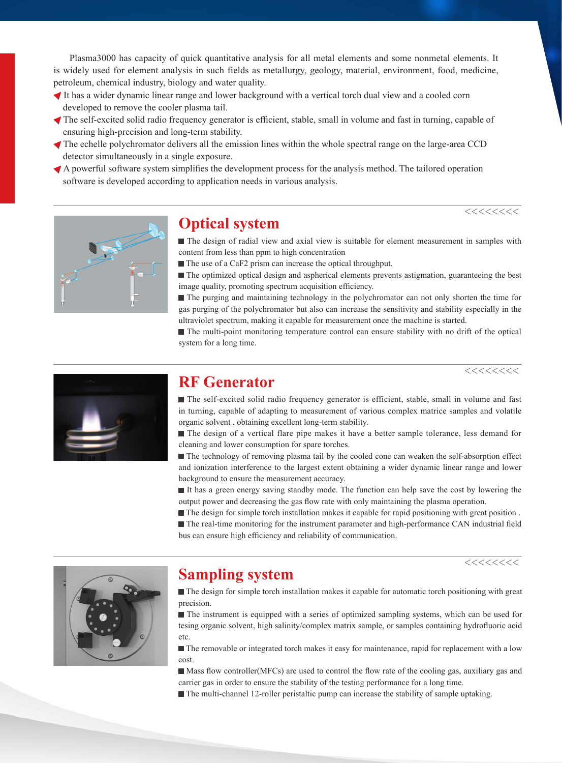Plasma3000 has capacity of quick quantitative analysis for all metal elements and some nonmetal elements. It is widely used for element analysis in such fields as metallurgy, geology, material, environment, food, medicine, petroleum, chemical industry, biology and water quality.

- It has a wider dynamic linear range and lower background with a vertical torch dual view and a cooled corn developed to remove the cooler plasma tail.
- The self-excited solid radio frequency generator is efficient, stable, small in volume and fast in turning, capable of ensuring high-precision and long-term stability.
- The echelle polychromator delivers all the emission lines within the whole spectral range on the large-area CCD detector simultaneously in a single exposure.
- A powerful software system simplifies the development process for the analysis method. The tailored operation software is developed according to application needs in various analysis.

## Optical system

- The design of radial view and axial view is suitable for element measurement in samples with content from less than ppm to high concentration
- The use of a $CaF_2$ prism can increase the optical throughput.
- The optimized optical design and aspherical elements prevents astigmation, guaranteeing the best image quality, promoting spectrum acquisition efficiency.
- The purging and maintaining technology in the polychromator can not only shorten the time for gas purging of the polychromator but also can increase the sensitivity and stability especially in the ultraviolet spectrum, making it capable for measurement once the machine is started.
- The multi-point monitoring temperature control can ensure stability with no drift of the optical system for a long time.

## RF Generator

- The self-excited solid radio frequency generator is efficient, stable, small in volume and fast in turning, capable of adapting to measurement of various complex matrice samples and volatile organic solvent , obtaining excellent long-term stability.
- The design of a vertical flare pipe makes it have a better sample tolerance, less demand for cleaning and lower consumption for spare torches.
- The technology of removing plasma tail by the cooled cone can weaken the self-absorption effect and ionization interference to the largest extent obtaining a wider dynamic linear range and lower background to ensure the measurement accuracy.
- It has a green energy saving standby mode. The function can help save the cost by lowering the output power and decreasing the gas flow rate with only maintaining the plasma operation.
- The design for simple torch installation makes it capable for rapid positioning with great position .
- The real-time monitoring for the instrument parameter and high-performance CAN industrial field bus can ensure high efficiency and reliability of communication.

## Sampling system

- The design for simple torch installation makes it capable for automatic torch positioning with great precision.
- The instrument is equipped with a series of optimized sampling systems, which can be used for tesing organic solvent, high salinity/complex matrix sample, or samples containing hydrofluoric acid etc.
- The removable or integrated torch makes it easy for maintenance, rapid for replacement with a low cost.
- Mass flow controller(MFCs) are used to control the flow rate of the cooling gas, auxiliary gas and carrier gas in order to ensure the stability of the testing performance for a long time.
- The multi-channel 12-roller peristaltic pump can increase the stability of sample uptaking.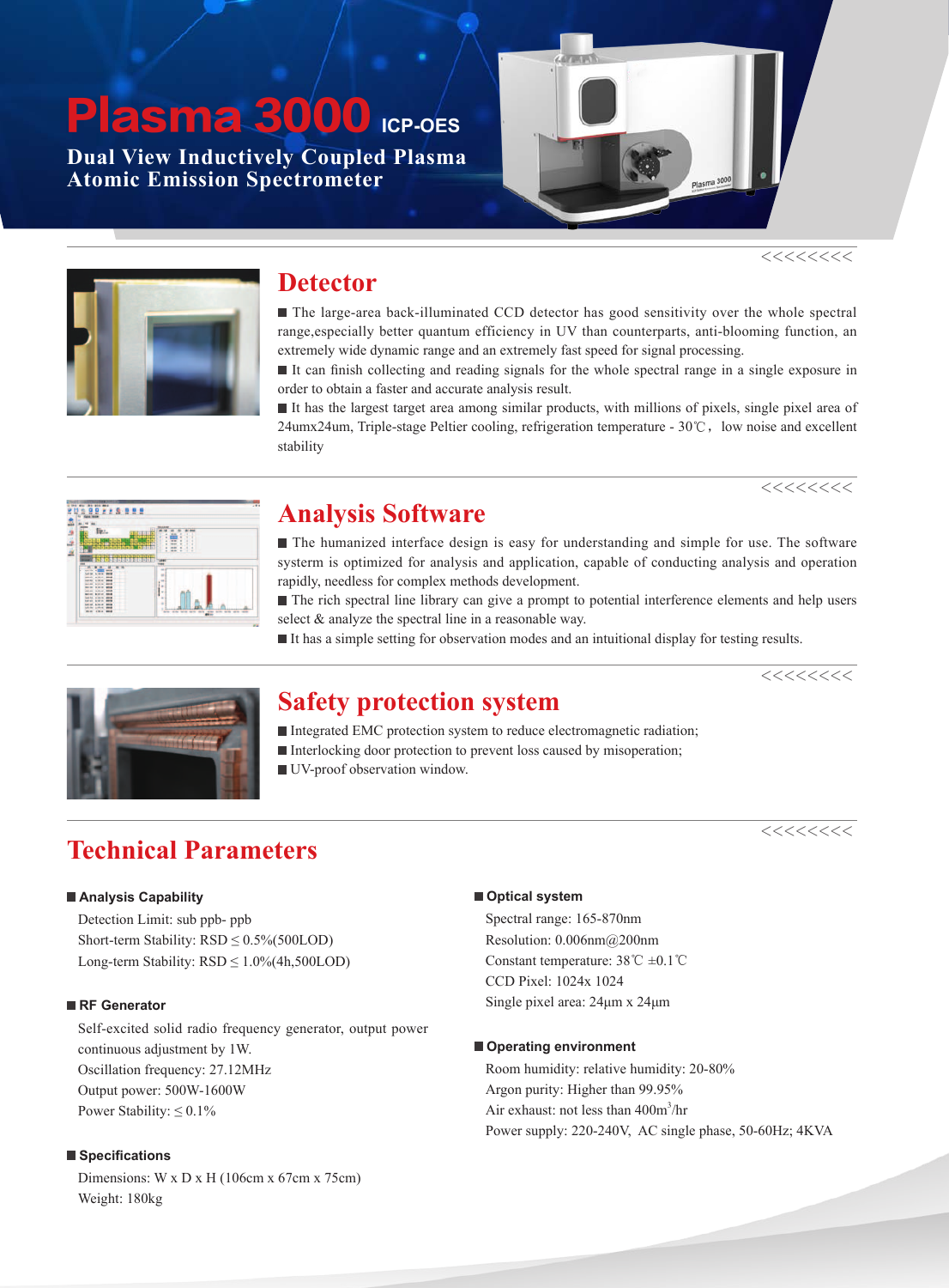# Plasma 3000 ICP-OES

**Dual View Inductively Coupled Plasma Atomic Emission Spectrometer**

## Detector

- The large-area back-illuminated CCD detector has good sensitivity over the whole spectral range,especially better quantum efficiency in UV than counterparts, anti-blooming function, an extremely wide dynamic range and an extremely fast speed for signal processing.
- It can finish collecting and reading signals for the whole spectral range in a single exposure in order to obtain a faster and accurate analysis result.
- It has the largest target area among similar products, with millions of pixels, single pixel area of 24umx24um, Triple-stage Peltier cooling, refrigeration temperature - 30℃， low noise and excellent stability

## Analysis Software

- The humanized interface design is easy for understanding and simple for use. The software systerm is optimized for analysis and application, capable of conducting analysis and operation rapidly, needless for complex methods development.
- The rich spectral line library can give a prompt to potential interference elements and help users select & analyze the spectral line in a reasonable way.
- It has a simple setting for observation modes and an intuitional display for testing results.

## Safety protection system

- Integrated EMC protection system to reduce electromagnetic radiation;
- Interlocking door protection to prevent loss caused by misoperation;
- UV-proof observation window.

## Technical Parameters

### Analysis Capability

Detection Limit: sub ppb- ppb
Short-term Stability: RSD ≤ 0.5%(500LOD)
Long-term Stability: RSD ≤ 1.0%(4h,500LOD)

### RF Generator

Self-excited solid radio frequency generator, output power continuous adjustment by 1W.
Oscillation frequency: 27.12MHz
Output power: 500W-1600W
Power Stability: ≤ 0.1%

### Specifications

Dimensions: W x D x H (106cm x 67cm x 75cm)
Weight: 180kg

### Optical system

Spectral range: 165-870nm
Resolution: 0.006nm@200nm
Constant temperature: 38℃ ±0.1℃
CCD Pixel: 1024x 1024
Single pixel area: 24μm x 24μm

### Operating environment

Room humidity: relative humidity: 20-80%
Argon purity: Higher than 99.95%
Air exhaust: not less than 400$m^3$/hr
Power supply: 220-240V, AC single phase, 50-60Hz; 4KVA